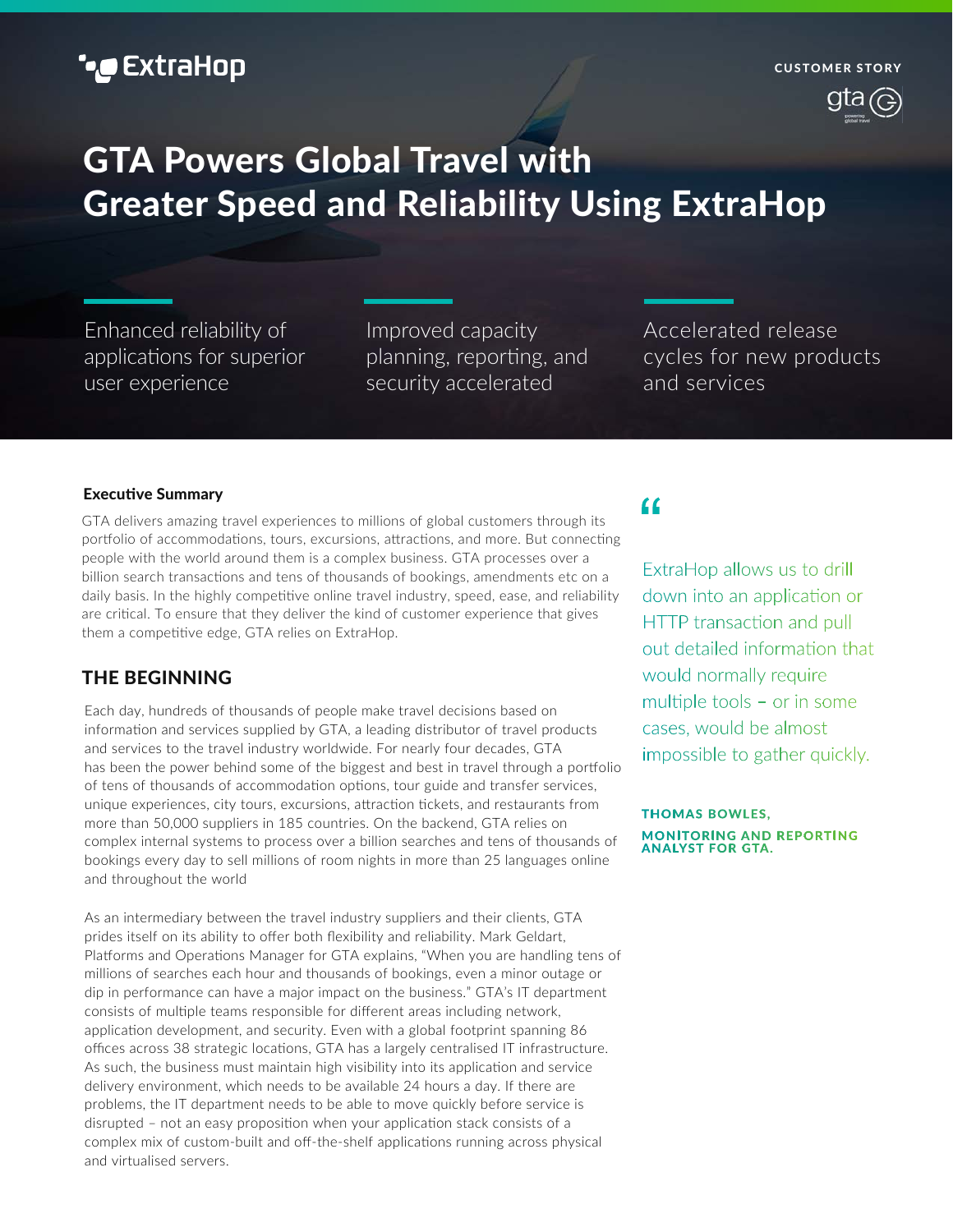ExtraHop

CUSTOMER STORY

# GTA Powers Global Travel with Greater Speed and Reliability Using ExtraHop

Enhanced reliability of applications for superior user experience

Improved capacity planning, reporting, and security accelerated

Accelerated release cycles for new products and services

**Executive Summary**

GTA delivers amazing travel experiences to millions of global customers through its portfolio of accommodations, tours, excursions, attractions, and more. But connecting people with the world around them is a complex business. GTA processes over a billion search transactions and tens of thousands of bookings, amendments etc on a daily basis. In the highly competitive online travel industry, speed, ease, and reliability are critical. To ensure that they deliver the kind of customer experience that gives them a competitive edge, GTA relies on ExtraHop.

## THE BEGINNING

Each day, hundreds of thousands of people make travel decisions based on information and services supplied by GTA, a leading distributor of travel products and services to the travel industry worldwide. For nearly four decades, GTA has been the power behind some of the biggest and best in travel through a portfolio of tens of thousands of accommodation options, tour guide and transfer services, unique experiences, city tours, excursions, attraction tickets, and restaurants from more than 50,000 suppliers in 185 countries. On the backend, GTA relies on complex internal systems to process over a billion searches and tens of thousands of bookings every day to sell millions of room nights in more than 25 languages online and throughout the world

As an intermediary between the travel industry suppliers and their clients, GTA prides itself on its ability to offer both flexibility and reliability. Mark Geldart, Platforms and Operations Manager for GTA explains, "When you are handling tens of millions of searches each hour and thousands of bookings, even a minor outage or dip in performance can have a major impact on the business." GTA's IT department consists of multiple teams responsible for different areas including network, application development, and security. Even with a global footprint spanning 86 offices across 38 strategic locations, GTA has a largely centralised IT infrastructure. As such, the business must maintain high visibility into its application and service delivery environment, which needs to be available 24 hours a day. If there are problems, the IT department needs to be able to move quickly before service is disrupted – not an easy proposition when your application stack consists of a complex mix of custom-built and off-the-shelf applications running across physical and virtualised servers.

> "ExtraHop allows us to drill down into an application or HTTP transaction and pull out detailed information that would normally require multiple tools – or in some cases, would be almost impossible to gather quickly.
>
> **THOMAS BOWLES, MONITORING AND REPORTING ANALYST FOR GTA.**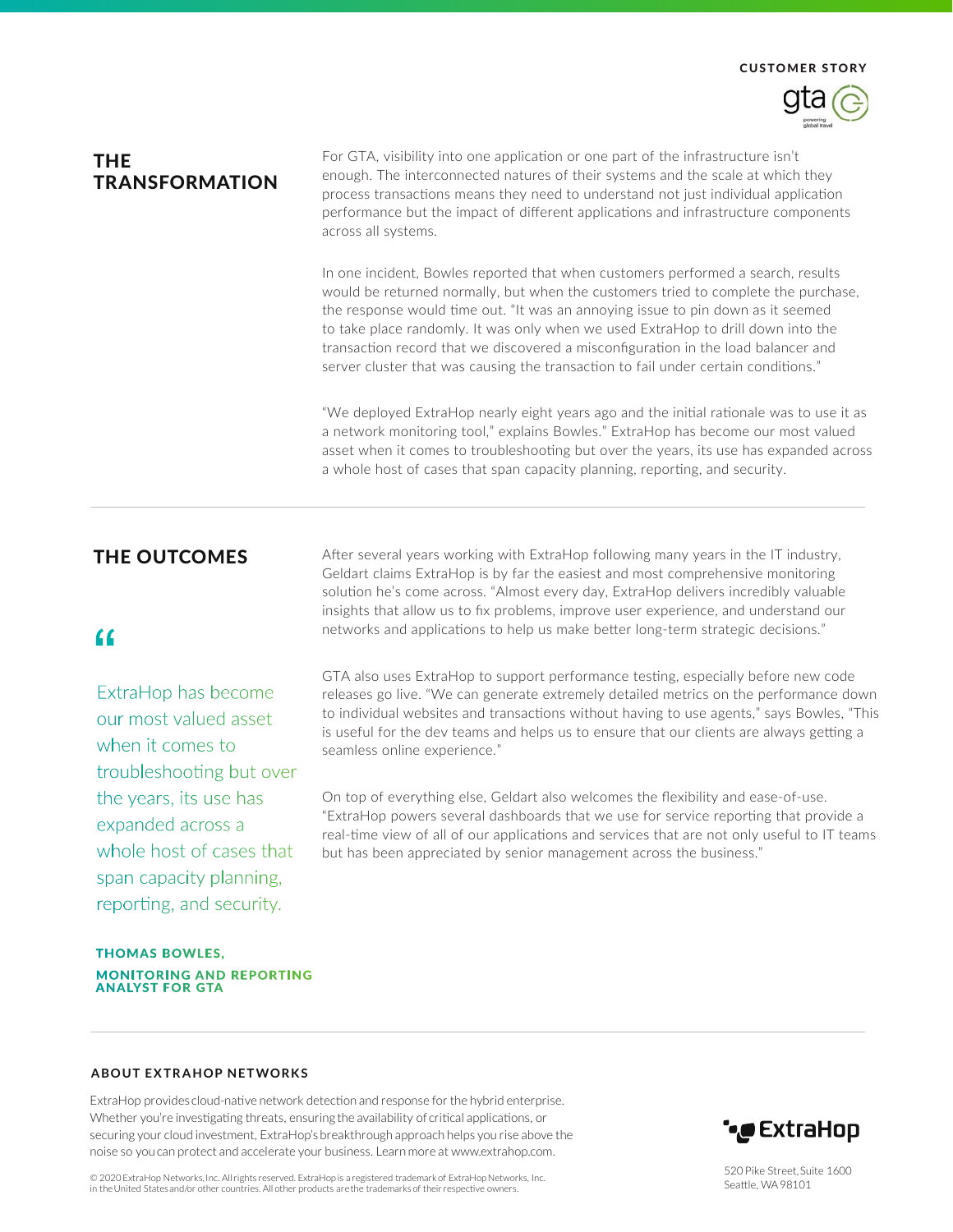CUSTOMER STORY

## THE TRANSFORMATION

For GTA, visibility into one application or one part of the infrastructure isn't enough. The interconnected natures of their systems and the scale at which they process transactions means they need to understand not just individual application performance but the impact of different applications and infrastructure components across all systems.

In one incident, Bowles reported that when customers performed a search, results would be returned normally, but when the customers tried to complete the purchase, the response would time out. "It was an annoying issue to pin down as it seemed to take place randomly. It was only when we used ExtraHop to drill down into the transaction record that we discovered a misconfiguration in the load balancer and server cluster that was causing the transaction to fail under certain conditions."

"We deployed ExtraHop nearly eight years ago and the initial rationale was to use it as a network monitoring tool," explains Bowles." ExtraHop has become our most valued asset when it comes to troubleshooting but over the years, its use has expanded across a whole host of cases that span capacity planning, reporting, and security.

## THE OUTCOMES

> "ExtraHop has become our most valued asset when it comes to troubleshooting but over the years, its use has expanded across a whole host of cases that span capacity planning, reporting, and security.
>
> **THOMAS BOWLES, MONITORING AND REPORTING ANALYST FOR GTA**

After several years working with ExtraHop following many years in the IT industry, Geldart claims ExtraHop is by far the easiest and most comprehensive monitoring solution he's come across. "Almost every day, ExtraHop delivers incredibly valuable insights that allow us to fix problems, improve user experience, and understand our networks and applications to help us make better long-term strategic decisions."

GTA also uses ExtraHop to support performance testing, especially before new code releases go live. "We can generate extremely detailed metrics on the performance down to individual websites and transactions without having to use agents," says Bowles, "This is useful for the dev teams and helps us to ensure that our clients are always getting a seamless online experience."

On top of everything else, Geldart also welcomes the flexibility and ease-of-use. "ExtraHop powers several dashboards that we use for service reporting that provide a real-time view of all of our applications and services that are not only useful to IT teams but has been appreciated by senior management across the business."

### ABOUT EXTRAHOP NETWORKS

ExtraHop provides cloud-native network detection and response for the hybrid enterprise. Whether you're investigating threats, ensuring the availability of critical applications, or securing your cloud investment, ExtraHop's breakthrough approach helps you rise above the noise so you can protect and accelerate your business. Learn more at www.extrahop.com.

© 2020 ExtraHop Networks, Inc. All rights reserved. ExtraHop is a registered trademark of ExtraHop Networks, Inc. in the United States and/or other countries. All other products are the trademarks of their respective owners.

520 Pike Street, Suite 1600
Seattle, WA 98101